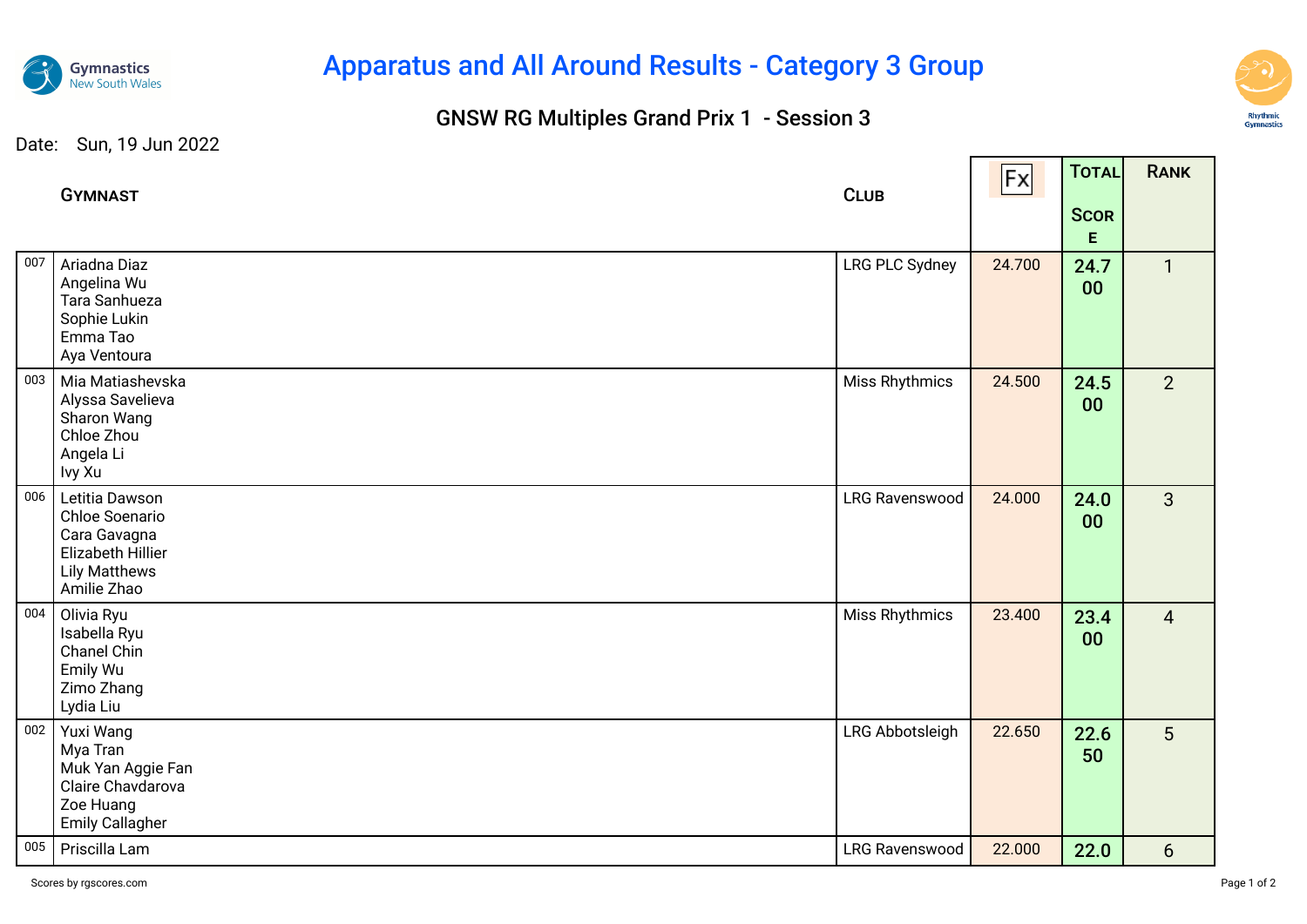# Apparatus and All Around Results - Category 3 Group

## GNSW RG Multiples Grand Prix 1 - Session 3

Date: Sun, 19 Jun 2022

| | Gymnast | Club | Fx | Total Score | Rank |
|---|---|---|---|---|---|
| 007 | Ariadna Diaz<br>Angelina Wu<br>Tara Sanhueza<br>Sophie Lukin<br>Emma Tao<br>Aya Ventoura | LRG PLC Sydney | 24.700 | **24.700** | 1 |
| 003 | Mia Matiashevska<br>Alyssa Savelieva<br>Sharon Wang<br>Chloe Zhou<br>Angela Li<br>Ivy Xu | Miss Rhythmics | 24.500 | **24.500** | 2 |
| 006 | Letitia Dawson<br>Chloe Soenario<br>Cara Gavagna<br>Elizabeth Hillier<br>Lily Matthews<br>Amilie Zhao | LRG Ravenswood | 24.000 | **24.000** | 3 |
| 004 | Olivia Ryu<br>Isabella Ryu<br>Chanel Chin<br>Emily Wu<br>Zimo Zhang<br>Lydia Liu | Miss Rhythmics | 23.400 | **23.400** | 4 |
| 002 | Yuxi Wang<br>Mya Tran<br>Muk Yan Aggie Fan<br>Claire Chavdarova<br>Zoe Huang<br>Emily Callagher | LRG Abbotsleigh | 22.650 | **22.650** | 5 |
| 005 | Priscilla Lam | LRG Ravenswood | 22.000 | **22.0** | 6 |

Scores by rgscores.com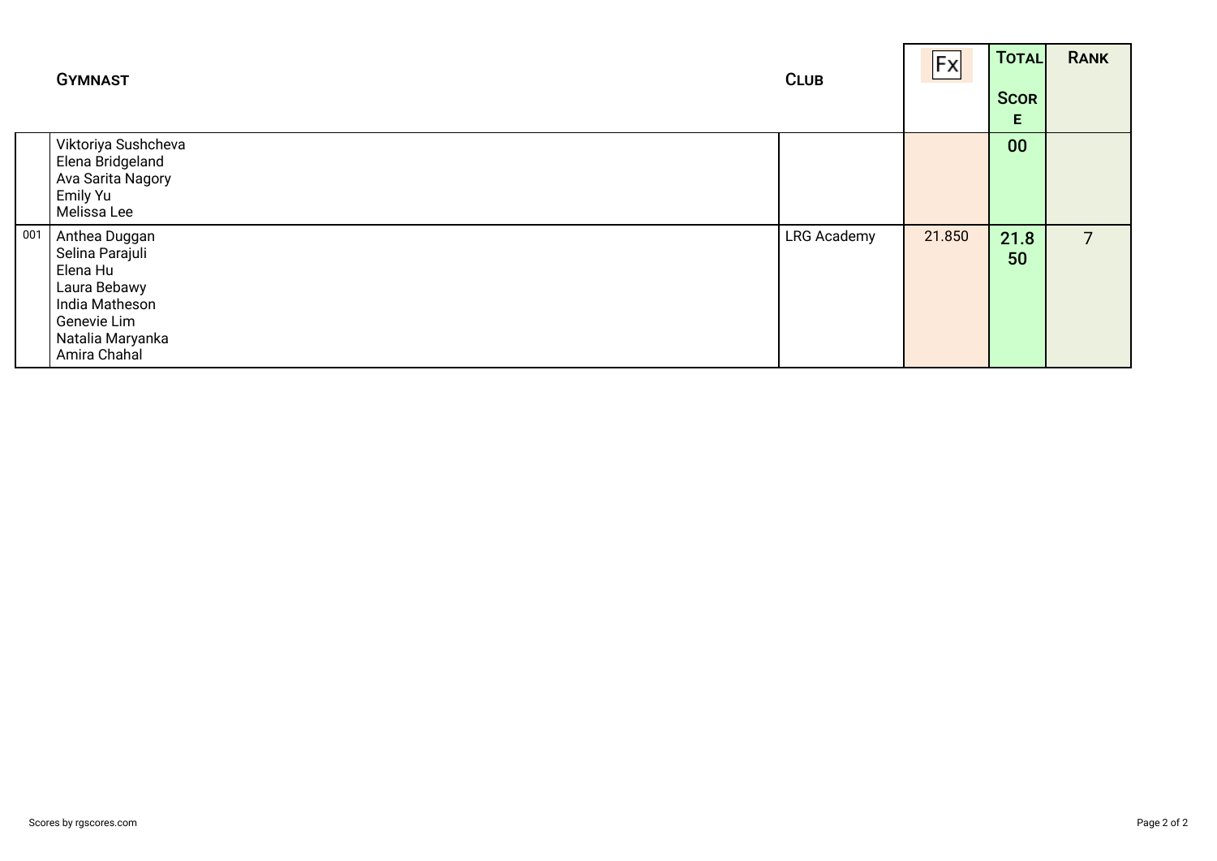| | Gymnast | Club | Fx | Total Score | Rank |
|---|---|---|---|---|---|
| | Viktoriya Sushcheva<br>Elena Bridgeland<br>Ava Sarita Nagory<br>Emily Yu<br>Melissa Lee | | | 00 | |
| 001 | Anthea Duggan<br>Selina Parajuli<br>Elena Hu<br>Laura Bebawy<br>India Matheson<br>Genevie Lim<br>Natalia Maryanka<br>Amira Chahal | LRG Academy | 21.850 | 21.850 | 7 |

Scores by rgscores.com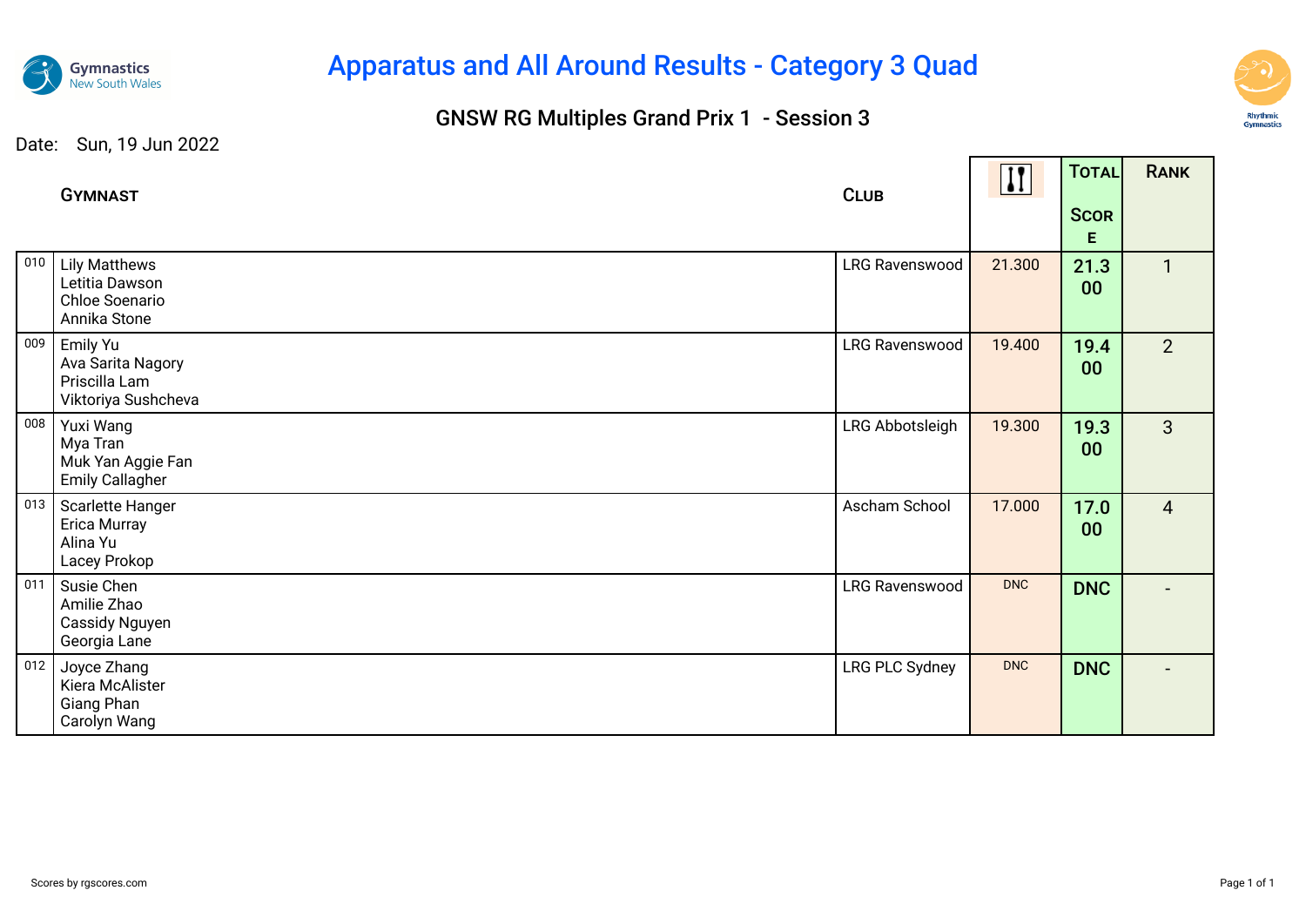# Apparatus and All Around Results - Category 3 Quad

## GNSW RG Multiples Grand Prix 1 - Session 3

Date: Sun, 19 Jun 2022

| | Gymnast | Club | Clubs | Total Score | Rank |
|---|---|---|---|---|---|
| 010 | Lily Matthews<br>Letitia Dawson<br>Chloe Soenario<br>Annika Stone | LRG Ravenswood | 21.300 | 21.300 | 1 |
| 009 | Emily Yu<br>Ava Sarita Nagory<br>Priscilla Lam<br>Viktoriya Sushcheva | LRG Ravenswood | 19.400 | 19.400 | 2 |
| 008 | Yuxi Wang<br>Mya Tran<br>Muk Yan Aggie Fan<br>Emily Callagher | LRG Abbotsleigh | 19.300 | 19.300 | 3 |
| 013 | Scarlette Hanger<br>Erica Murray<br>Alina Yu<br>Lacey Prokop | Ascham School | 17.000 | 17.000 | 4 |
| 011 | Susie Chen<br>Amilie Zhao<br>Cassidy Nguyen<br>Georgia Lane | LRG Ravenswood | DNC | DNC | - |
| 012 | Joyce Zhang<br>Kiera McAlister<br>Giang Phan<br>Carolyn Wang | LRG PLC Sydney | DNC | DNC | - |

Scores by rgscores.com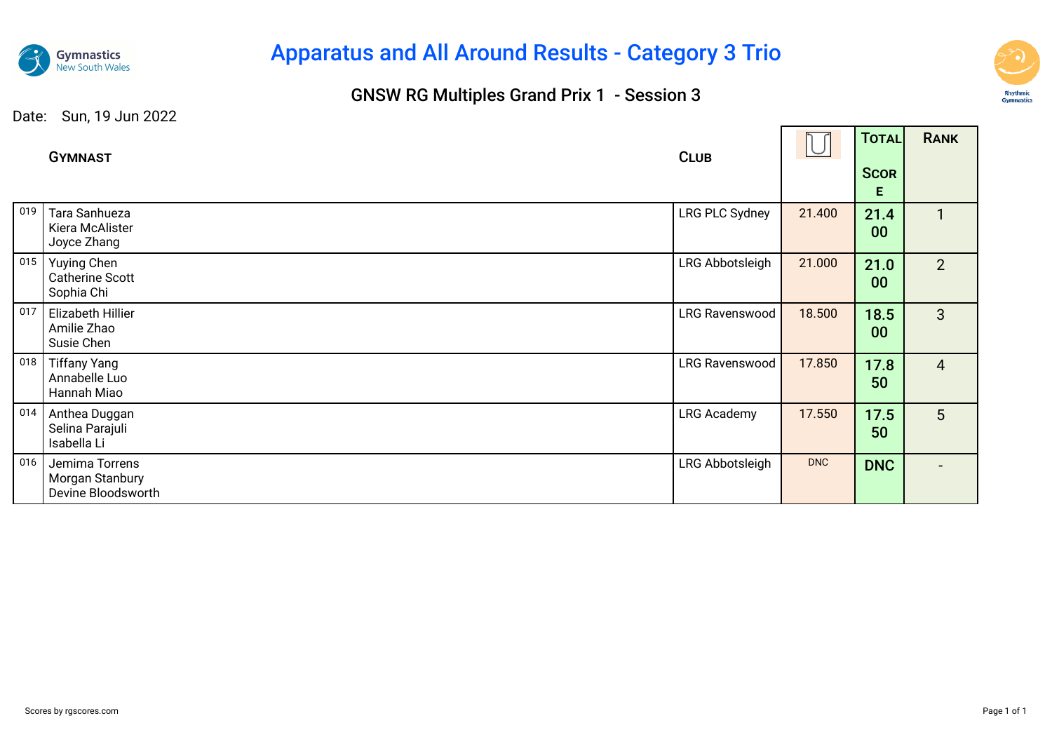# Apparatus and All Around Results - Category 3 Trio

## GNSW RG Multiples Grand Prix 1 - Session 3

Date: Sun, 19 Jun 2022

| | Gymnast | Club | | Total Score | Rank |
|---|---|---|---|---|---|
| 019 | Tara Sanhueza<br>Kiera McAlister<br>Joyce Zhang | LRG PLC Sydney | 21.400 | **21.400** | 1 |
| 015 | Yuying Chen<br>Catherine Scott<br>Sophia Chi | LRG Abbotsleigh | 21.000 | **21.000** | 2 |
| 017 | Elizabeth Hillier<br>Amilie Zhao<br>Susie Chen | LRG Ravenswood | 18.500 | **18.500** | 3 |
| 018 | Tiffany Yang<br>Annabelle Luo<br>Hannah Miao | LRG Ravenswood | 17.850 | **17.850** | 4 |
| 014 | Anthea Duggan<br>Selina Parajuli<br>Isabella Li | LRG Academy | 17.550 | **17.550** | 5 |
| 016 | Jemima Torrens<br>Morgan Stanbury<br>Devine Bloodsworth | LRG Abbotsleigh | DNC | **DNC** | - |

Scores by rgscores.com